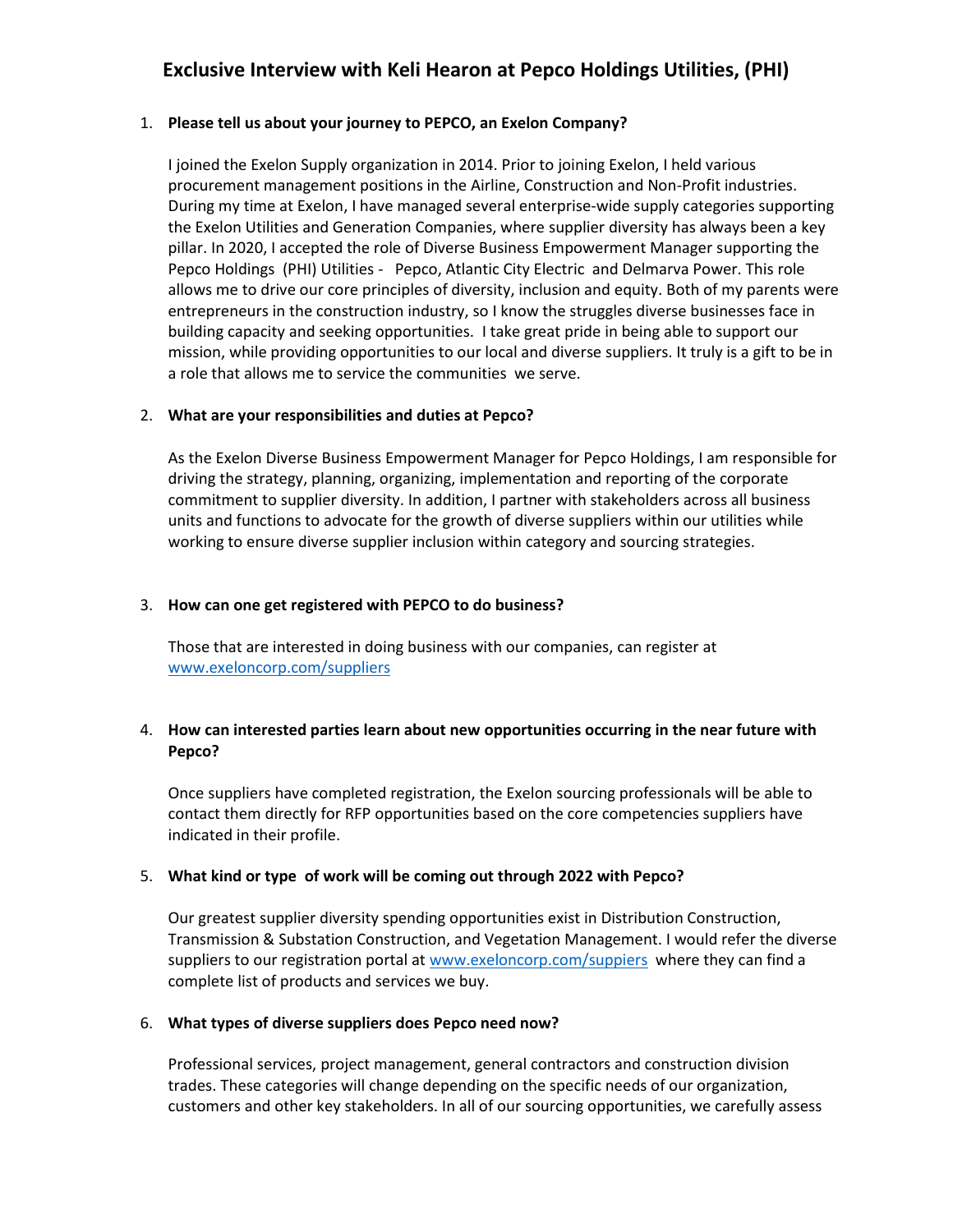# Exclusive Interview with Keli Hearon at Pepco Holdings Utilities, (PHI)

1. **Please tell us about your journey to PEPCO, an Exelon Company?**

   I joined the Exelon Supply organization in 2014. Prior to joining Exelon, I held various procurement management positions in the Airline, Construction and Non-Profit industries. During my time at Exelon, I have managed several enterprise-wide supply categories supporting the Exelon Utilities and Generation Companies, where supplier diversity has always been a key pillar. In 2020, I accepted the role of Diverse Business Empowerment Manager supporting the Pepco Holdings (PHI) Utilities - Pepco, Atlantic City Electric and Delmarva Power. This role allows me to drive our core principles of diversity, inclusion and equity. Both of my parents were entrepreneurs in the construction industry, so I know the struggles diverse businesses face in building capacity and seeking opportunities. I take great pride in being able to support our mission, while providing opportunities to our local and diverse suppliers. It truly is a gift to be in a role that allows me to service the communities we serve.

2. **What are your responsibilities and duties at Pepco?**

   As the Exelon Diverse Business Empowerment Manager for Pepco Holdings, I am responsible for driving the strategy, planning, organizing, implementation and reporting of the corporate commitment to supplier diversity. In addition, I partner with stakeholders across all business units and functions to advocate for the growth of diverse suppliers within our utilities while working to ensure diverse supplier inclusion within category and sourcing strategies.

3. **How can one get registered with PEPCO to do business?**

   Those that are interested in doing business with our companies, can register at [www.exeloncorp.com/suppliers](www.exeloncorp.com/suppliers)

4. **How can interested parties learn about new opportunities occurring in the near future with Pepco?**

   Once suppliers have completed registration, the Exelon sourcing professionals will be able to contact them directly for RFP opportunities based on the core competencies suppliers have indicated in their profile.

5. **What kind or type of work will be coming out through 2022 with Pepco?**

   Our greatest supplier diversity spending opportunities exist in Distribution Construction, Transmission & Substation Construction, and Vegetation Management. I would refer the diverse suppliers to our registration portal at [www.exeloncorp.com/suppiers](www.exeloncorp.com/suppiers) where they can find a complete list of products and services we buy.

6. **What types of diverse suppliers does Pepco need now?**

   Professional services, project management, general contractors and construction division trades. These categories will change depending on the specific needs of our organization, customers and other key stakeholders. In all of our sourcing opportunities, we carefully assess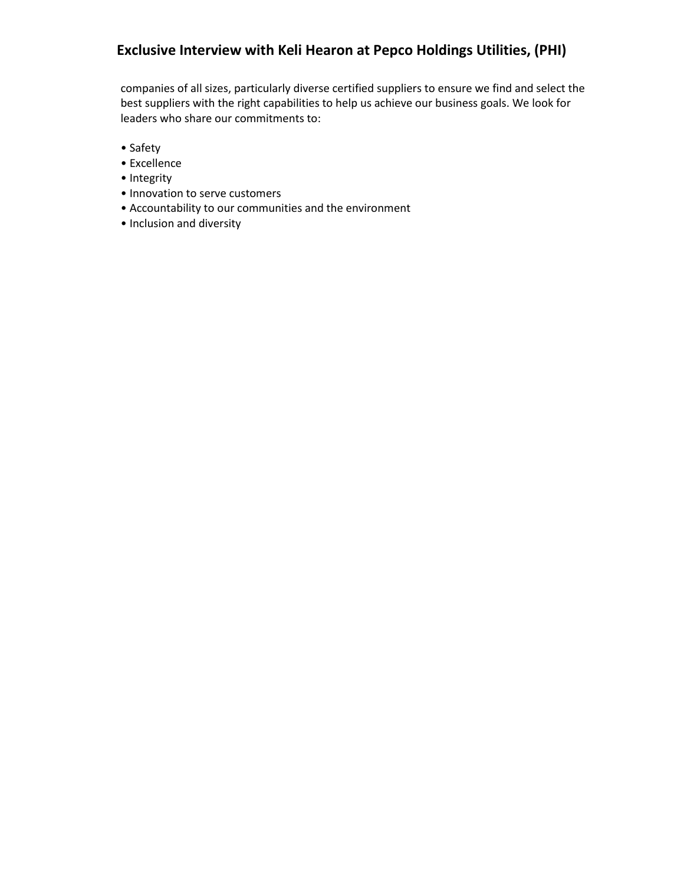companies of all sizes, particularly diverse certified suppliers to ensure we find and select the best suppliers with the right capabilities to help us achieve our business goals. We look for leaders who share our commitments to:

- Safety
- Excellence
- Integrity
- Innovation to serve customers
- Accountability to our communities and the environment
- Inclusion and diversity